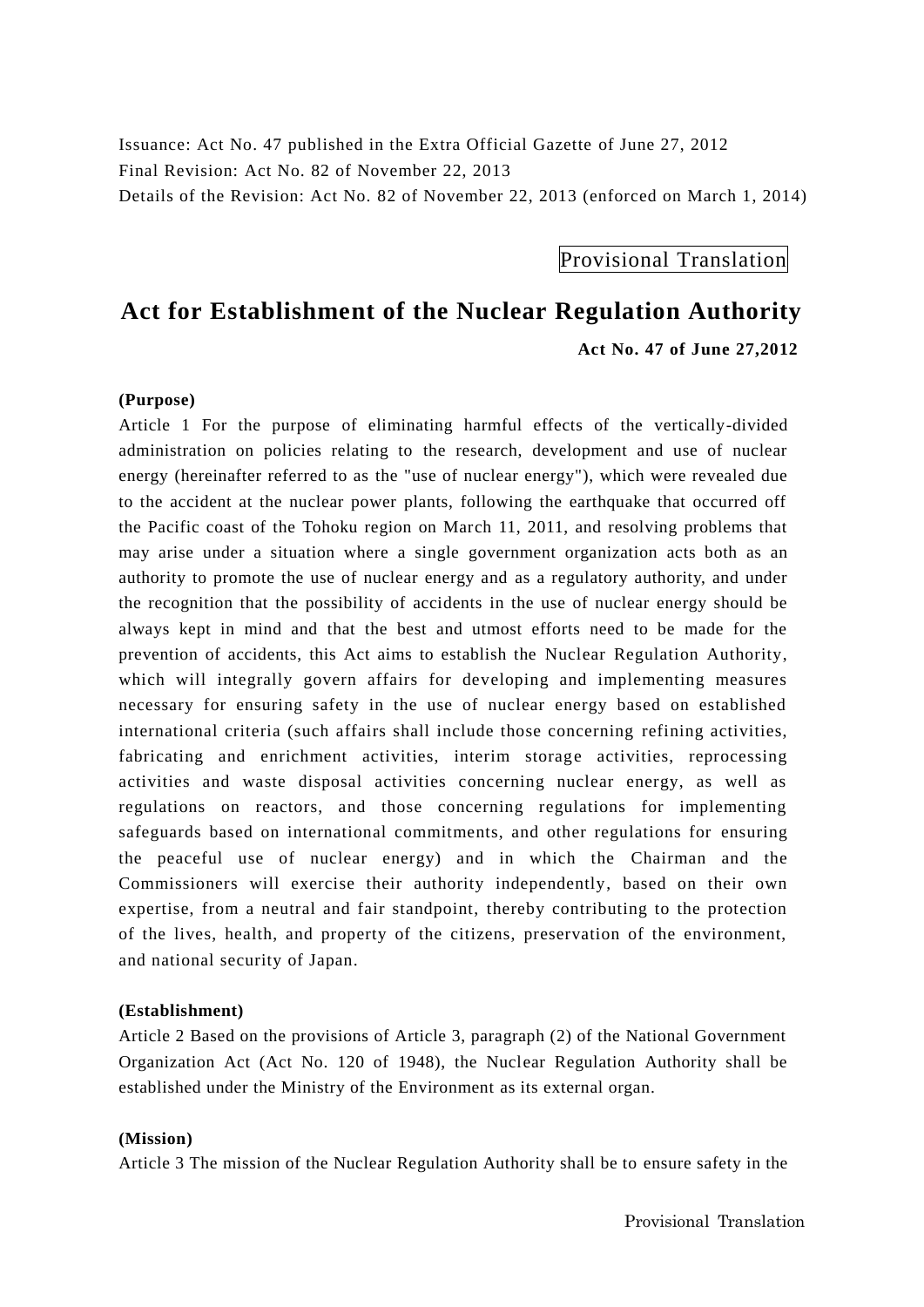Issuance: Act No. 47 published in the Extra Official Gazette of June 27, 2012
Final Revision: Act No. 82 of November 22, 2013
Details of the Revision: Act No. 82 of November 22, 2013 (enforced on March 1, 2014)

Provisional Translation

# Act for Establishment of the Nuclear Regulation Authority

**Act No. 47 of June 27,2012**

**(Purpose)**

Article 1 For the purpose of eliminating harmful effects of the vertically-divided administration on policies relating to the research, development and use of nuclear energy (hereinafter referred to as the "use of nuclear energy"), which were revealed due to the accident at the nuclear power plants, following the earthquake that occurred off the Pacific coast of the Tohoku region on March 11, 2011, and resolving problems that may arise under a situation where a single government organization acts both as an authority to promote the use of nuclear energy and as a regulatory authority, and under the recognition that the possibility of accidents in the use of nuclear energy should be always kept in mind and that the best and utmost efforts need to be made for the prevention of accidents, this Act aims to establish the Nuclear Regulation Authority, which will integrally govern affairs for developing and implementing measures necessary for ensuring safety in the use of nuclear energy based on established international criteria (such affairs shall include those concerning refining activities, fabricating and enrichment activities, interim storage activities, reprocessing activities and waste disposal activities concerning nuclear energy, as well as regulations on reactors, and those concerning regulations for implementing safeguards based on international commitments, and other regulations for ensuring the peaceful use of nuclear energy) and in which the Chairman and the Commissioners will exercise their authority independently, based on their own expertise, from a neutral and fair standpoint, thereby contributing to the protection of the lives, health, and property of the citizens, preservation of the environment, and national security of Japan.

**(Establishment)**

Article 2 Based on the provisions of Article 3, paragraph (2) of the National Government Organization Act (Act No. 120 of 1948), the Nuclear Regulation Authority shall be established under the Ministry of the Environment as its external organ.

**(Mission)**

Article 3 The mission of the Nuclear Regulation Authority shall be to ensure safety in the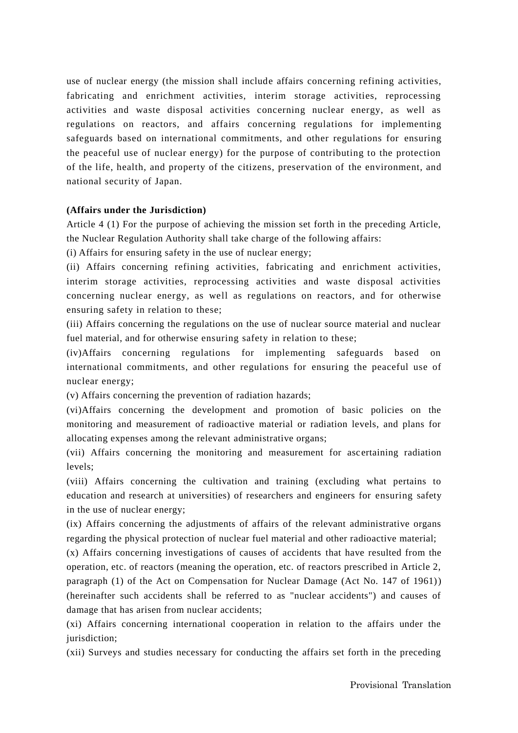use of nuclear energy (the mission shall include affairs concerning refining activities, fabricating and enrichment activities, interim storage activities, reprocessing activities and waste disposal activities concerning nuclear energy, as well as regulations on reactors, and affairs concerning regulations for implementing safeguards based on international commitments, and other regulations for ensuring the peaceful use of nuclear energy) for the purpose of contributing to the protection of the life, health, and property of the citizens, preservation of the environment, and national security of Japan.

**(Affairs under the Jurisdiction)**

Article 4 (1) For the purpose of achieving the mission set forth in the preceding Article, the Nuclear Regulation Authority shall take charge of the following affairs:

(i) Affairs for ensuring safety in the use of nuclear energy;

(ii) Affairs concerning refining activities, fabricating and enrichment activities, interim storage activities, reprocessing activities and waste disposal activities concerning nuclear energy, as well as regulations on reactors, and for otherwise ensuring safety in relation to these;

(iii) Affairs concerning the regulations on the use of nuclear source material and nuclear fuel material, and for otherwise ensuring safety in relation to these;

(iv)Affairs concerning regulations for implementing safeguards based on international commitments, and other regulations for ensuring the peaceful use of nuclear energy;

(v) Affairs concerning the prevention of radiation hazards;

(vi)Affairs concerning the development and promotion of basic policies on the monitoring and measurement of radioactive material or radiation levels, and plans for allocating expenses among the relevant administrative organs;

(vii) Affairs concerning the monitoring and measurement for ascertaining radiation levels;

(viii) Affairs concerning the cultivation and training (excluding what pertains to education and research at universities) of researchers and engineers for ensuring safety in the use of nuclear energy;

(ix) Affairs concerning the adjustments of affairs of the relevant administrative organs regarding the physical protection of nuclear fuel material and other radioactive material;

(x) Affairs concerning investigations of causes of accidents that have resulted from the operation, etc. of reactors (meaning the operation, etc. of reactors prescribed in Article 2, paragraph (1) of the Act on Compensation for Nuclear Damage (Act No. 147 of 1961)) (hereinafter such accidents shall be referred to as "nuclear accidents") and causes of damage that has arisen from nuclear accidents;

(xi) Affairs concerning international cooperation in relation to the affairs under the jurisdiction;

(xii) Surveys and studies necessary for conducting the affairs set forth in the preceding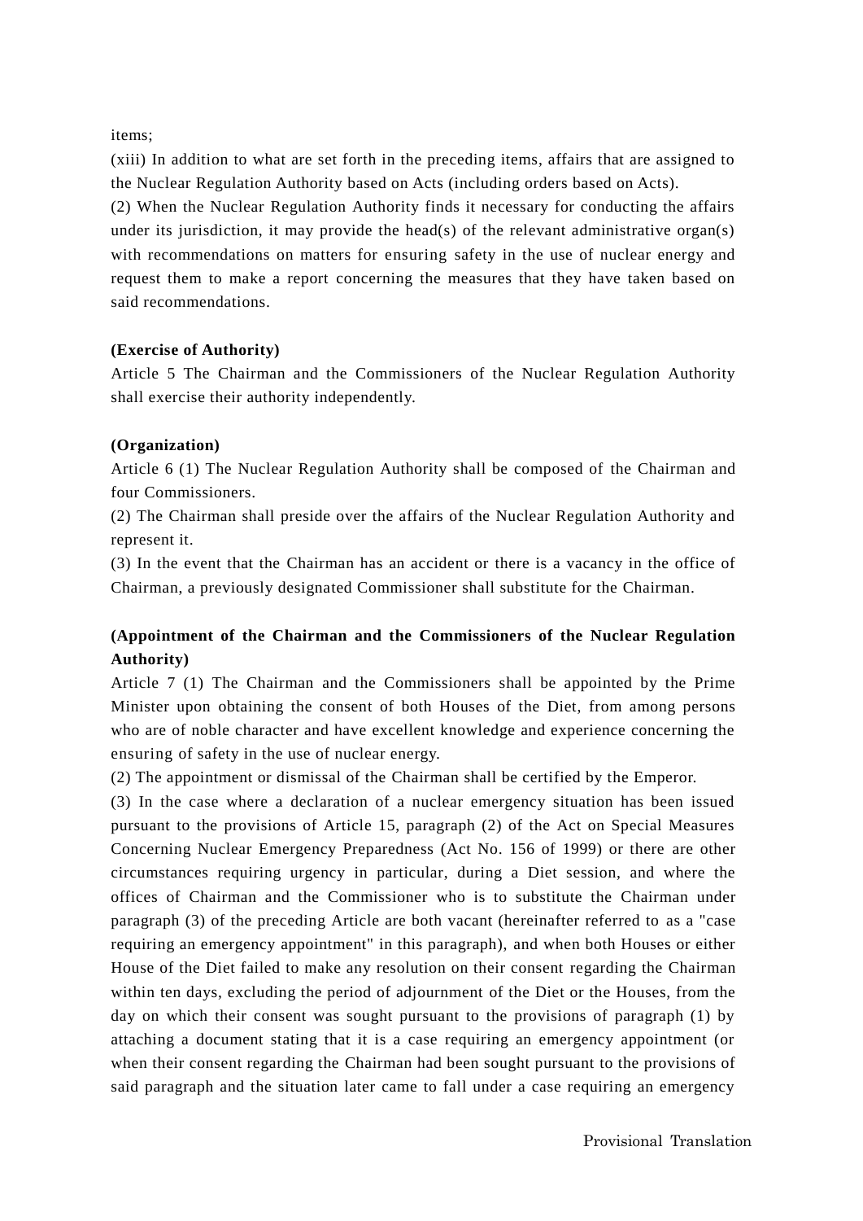items;

(xiii) In addition to what are set forth in the preceding items, affairs that are assigned to the Nuclear Regulation Authority based on Acts (including orders based on Acts).

(2) When the Nuclear Regulation Authority finds it necessary for conducting the affairs under its jurisdiction, it may provide the head(s) of the relevant administrative organ(s) with recommendations on matters for ensuring safety in the use of nuclear energy and request them to make a report concerning the measures that they have taken based on said recommendations.

**(Exercise of Authority)**

Article 5 The Chairman and the Commissioners of the Nuclear Regulation Authority shall exercise their authority independently.

**(Organization)**

Article 6 (1) The Nuclear Regulation Authority shall be composed of the Chairman and four Commissioners.

(2) The Chairman shall preside over the affairs of the Nuclear Regulation Authority and represent it.

(3) In the event that the Chairman has an accident or there is a vacancy in the office of Chairman, a previously designated Commissioner shall substitute for the Chairman.

**(Appointment of the Chairman and the Commissioners of the Nuclear Regulation Authority)**

Article 7 (1) The Chairman and the Commissioners shall be appointed by the Prime Minister upon obtaining the consent of both Houses of the Diet, from among persons who are of noble character and have excellent knowledge and experience concerning the ensuring of safety in the use of nuclear energy.

(2) The appointment or dismissal of the Chairman shall be certified by the Emperor.

(3) In the case where a declaration of a nuclear emergency situation has been issued pursuant to the provisions of Article 15, paragraph (2) of the Act on Special Measures Concerning Nuclear Emergency Preparedness (Act No. 156 of 1999) or there are other circumstances requiring urgency in particular, during a Diet session, and where the offices of Chairman and the Commissioner who is to substitute the Chairman under paragraph (3) of the preceding Article are both vacant (hereinafter referred to as a "case requiring an emergency appointment" in this paragraph), and when both Houses or either House of the Diet failed to make any resolution on their consent regarding the Chairman within ten days, excluding the period of adjournment of the Diet or the Houses, from the day on which their consent was sought pursuant to the provisions of paragraph (1) by attaching a document stating that it is a case requiring an emergency appointment (or when their consent regarding the Chairman had been sought pursuant to the provisions of said paragraph and the situation later came to fall under a case requiring an emergency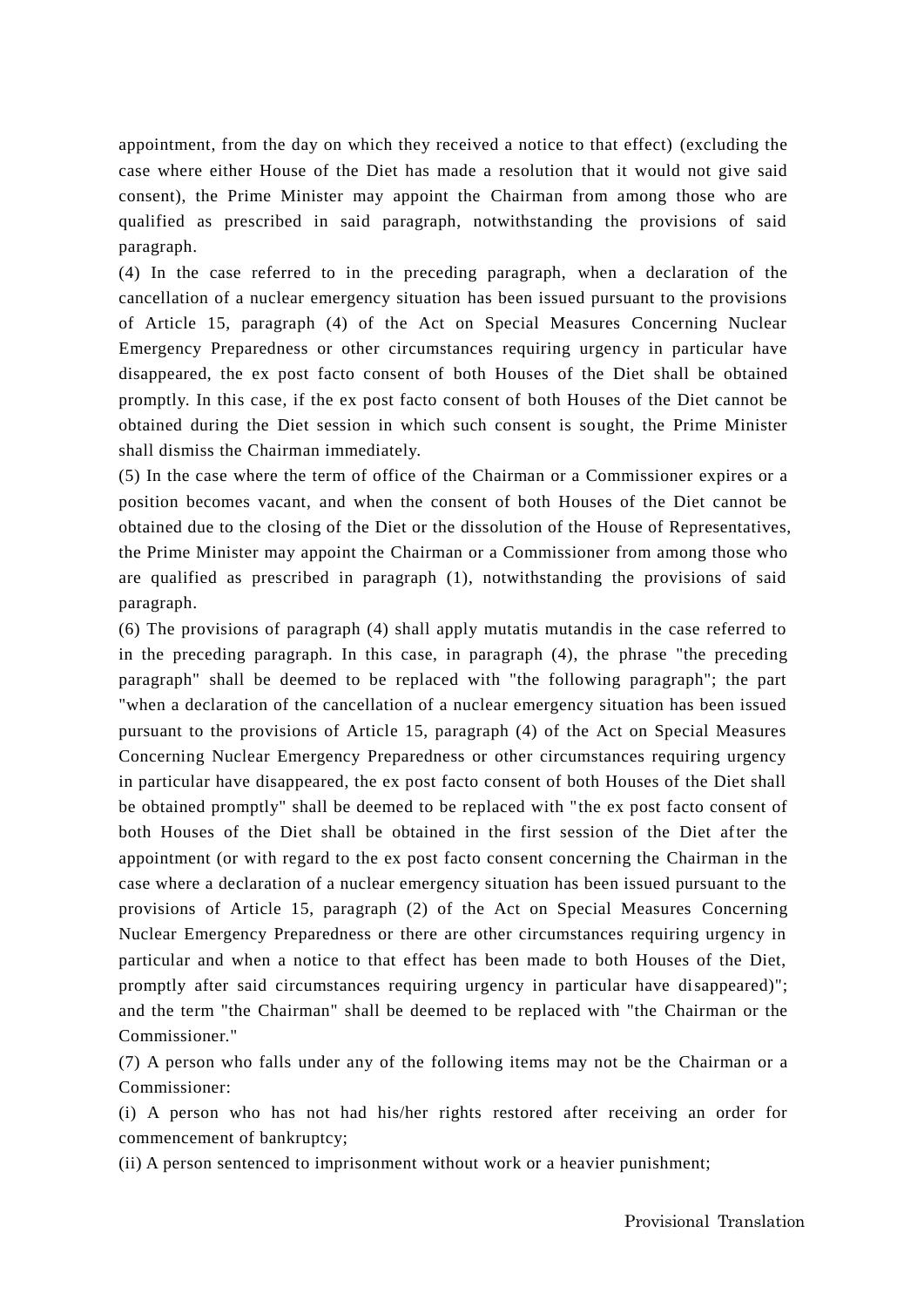appointment, from the day on which they received a notice to that effect) (excluding the case where either House of the Diet has made a resolution that it would not give said consent), the Prime Minister may appoint the Chairman from among those who are qualified as prescribed in said paragraph, notwithstanding the provisions of said paragraph.

(4) In the case referred to in the preceding paragraph, when a declaration of the cancellation of a nuclear emergency situation has been issued pursuant to the provisions of Article 15, paragraph (4) of the Act on Special Measures Concerning Nuclear Emergency Preparedness or other circumstances requiring urgency in particular have disappeared, the ex post facto consent of both Houses of the Diet shall be obtained promptly. In this case, if the ex post facto consent of both Houses of the Diet cannot be obtained during the Diet session in which such consent is sought, the Prime Minister shall dismiss the Chairman immediately.

(5) In the case where the term of office of the Chairman or a Commissioner expires or a position becomes vacant, and when the consent of both Houses of the Diet cannot be obtained due to the closing of the Diet or the dissolution of the House of Representatives, the Prime Minister may appoint the Chairman or a Commissioner from among those who are qualified as prescribed in paragraph (1), notwithstanding the provisions of said paragraph.

(6) The provisions of paragraph (4) shall apply mutatis mutandis in the case referred to in the preceding paragraph. In this case, in paragraph (4), the phrase "the preceding paragraph" shall be deemed to be replaced with "the following paragraph"; the part "when a declaration of the cancellation of a nuclear emergency situation has been issued pursuant to the provisions of Article 15, paragraph (4) of the Act on Special Measures Concerning Nuclear Emergency Preparedness or other circumstances requiring urgency in particular have disappeared, the ex post facto consent of both Houses of the Diet shall be obtained promptly" shall be deemed to be replaced with "the ex post facto consent of both Houses of the Diet shall be obtained in the first session of the Diet after the appointment (or with regard to the ex post facto consent concerning the Chairman in the case where a declaration of a nuclear emergency situation has been issued pursuant to the provisions of Article 15, paragraph (2) of the Act on Special Measures Concerning Nuclear Emergency Preparedness or there are other circumstances requiring urgency in particular and when a notice to that effect has been made to both Houses of the Diet, promptly after said circumstances requiring urgency in particular have disappeared)"; and the term "the Chairman" shall be deemed to be replaced with "the Chairman or the Commissioner."

(7) A person who falls under any of the following items may not be the Chairman or a Commissioner:

(i) A person who has not had his/her rights restored after receiving an order for commencement of bankruptcy;

(ii) A person sentenced to imprisonment without work or a heavier punishment;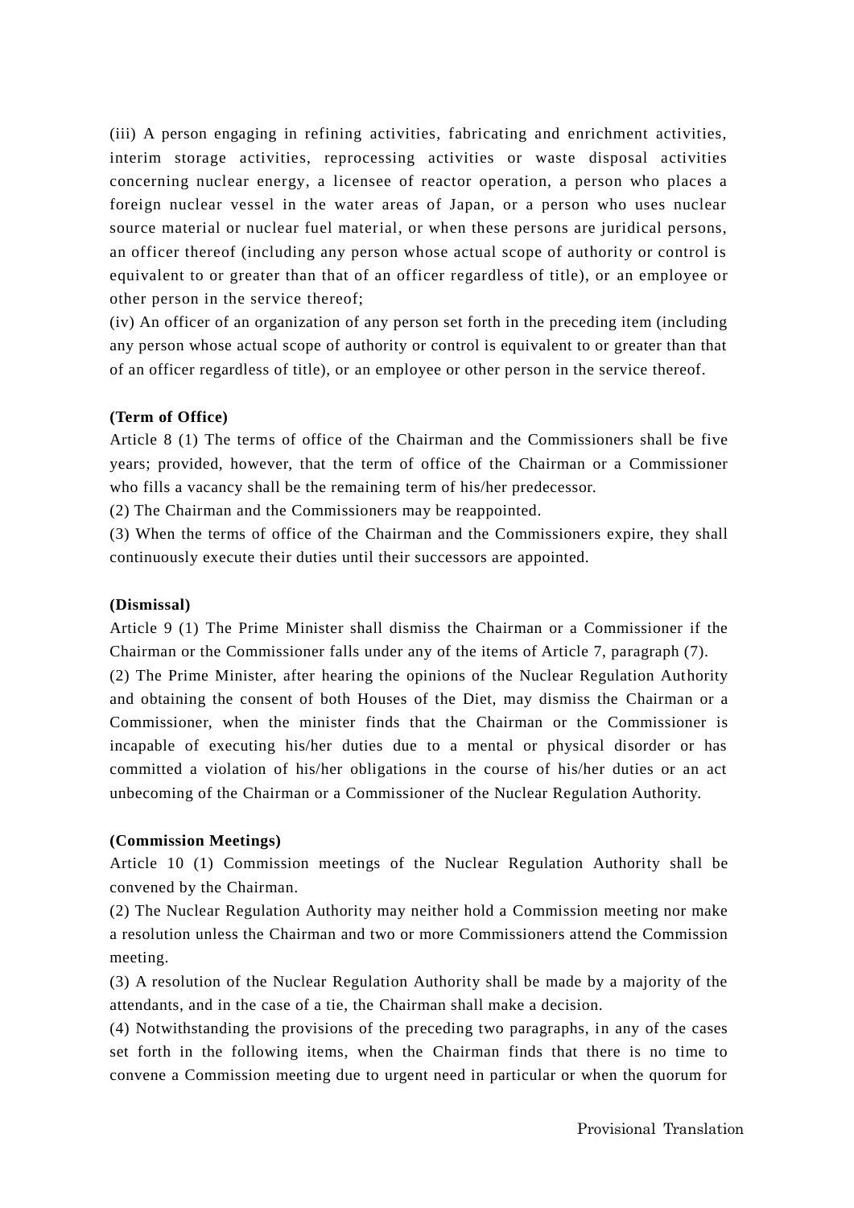(iii) A person engaging in refining activities, fabricating and enrichment activities, interim storage activities, reprocessing activities or waste disposal activities concerning nuclear energy, a licensee of reactor operation, a person who places a foreign nuclear vessel in the water areas of Japan, or a person who uses nuclear source material or nuclear fuel material, or when these persons are juridical persons, an officer thereof (including any person whose actual scope of authority or control is equivalent to or greater than that of an officer regardless of title), or an employee or other person in the service thereof;

(iv) An officer of an organization of any person set forth in the preceding item (including any person whose actual scope of authority or control is equivalent to or greater than that of an officer regardless of title), or an employee or other person in the service thereof.

**(Term of Office)**

Article 8 (1) The terms of office of the Chairman and the Commissioners shall be five years; provided, however, that the term of office of the Chairman or a Commissioner who fills a vacancy shall be the remaining term of his/her predecessor.

(2) The Chairman and the Commissioners may be reappointed.

(3) When the terms of office of the Chairman and the Commissioners expire, they shall continuously execute their duties until their successors are appointed.

**(Dismissal)**

Article 9 (1) The Prime Minister shall dismiss the Chairman or a Commissioner if the Chairman or the Commissioner falls under any of the items of Article 7, paragraph (7).

(2) The Prime Minister, after hearing the opinions of the Nuclear Regulation Authority and obtaining the consent of both Houses of the Diet, may dismiss the Chairman or a Commissioner, when the minister finds that the Chairman or the Commissioner is incapable of executing his/her duties due to a mental or physical disorder or has committed a violation of his/her obligations in the course of his/her duties or an act unbecoming of the Chairman or a Commissioner of the Nuclear Regulation Authority.

**(Commission Meetings)**

Article 10 (1) Commission meetings of the Nuclear Regulation Authority shall be convened by the Chairman.

(2) The Nuclear Regulation Authority may neither hold a Commission meeting nor make a resolution unless the Chairman and two or more Commissioners attend the Commission meeting.

(3) A resolution of the Nuclear Regulation Authority shall be made by a majority of the attendants, and in the case of a tie, the Chairman shall make a decision.

(4) Notwithstanding the provisions of the preceding two paragraphs, in any of the cases set forth in the following items, when the Chairman finds that there is no time to convene a Commission meeting due to urgent need in particular or when the quorum for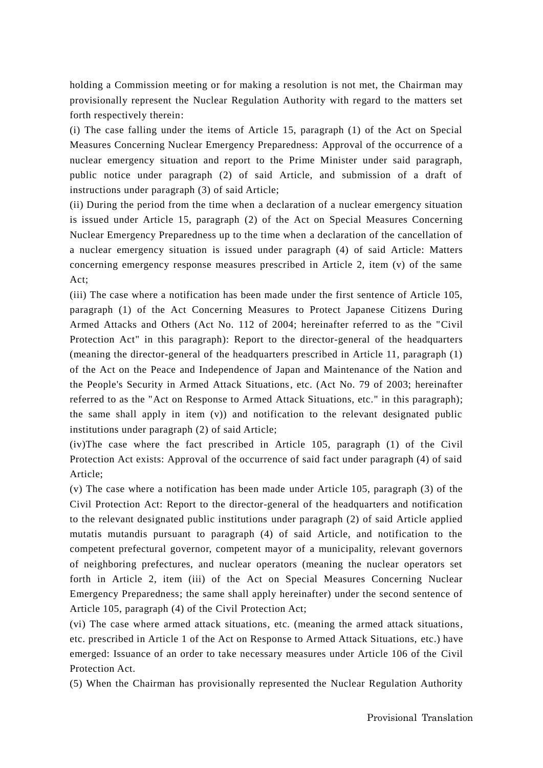holding a Commission meeting or for making a resolution is not met, the Chairman may provisionally represent the Nuclear Regulation Authority with regard to the matters set forth respectively therein:

(i) The case falling under the items of Article 15, paragraph (1) of the Act on Special Measures Concerning Nuclear Emergency Preparedness: Approval of the occurrence of a nuclear emergency situation and report to the Prime Minister under said paragraph, public notice under paragraph (2) of said Article, and submission of a draft of instructions under paragraph (3) of said Article;

(ii) During the period from the time when a declaration of a nuclear emergency situation is issued under Article 15, paragraph (2) of the Act on Special Measures Concerning Nuclear Emergency Preparedness up to the time when a declaration of the cancellation of a nuclear emergency situation is issued under paragraph (4) of said Article: Matters concerning emergency response measures prescribed in Article 2, item (v) of the same Act;

(iii) The case where a notification has been made under the first sentence of Article 105, paragraph (1) of the Act Concerning Measures to Protect Japanese Citizens During Armed Attacks and Others (Act No. 112 of 2004; hereinafter referred to as the "Civil Protection Act" in this paragraph): Report to the director-general of the headquarters (meaning the director-general of the headquarters prescribed in Article 11, paragraph (1) of the Act on the Peace and Independence of Japan and Maintenance of the Nation and the People's Security in Armed Attack Situations, etc. (Act No. 79 of 2003; hereinafter referred to as the "Act on Response to Armed Attack Situations, etc." in this paragraph); the same shall apply in item (v)) and notification to the relevant designated public institutions under paragraph (2) of said Article;

(iv)The case where the fact prescribed in Article 105, paragraph (1) of the Civil Protection Act exists: Approval of the occurrence of said fact under paragraph (4) of said Article;

(v) The case where a notification has been made under Article 105, paragraph (3) of the Civil Protection Act: Report to the director-general of the headquarters and notification to the relevant designated public institutions under paragraph (2) of said Article applied mutatis mutandis pursuant to paragraph (4) of said Article, and notification to the competent prefectural governor, competent mayor of a municipality, relevant governors of neighboring prefectures, and nuclear operators (meaning the nuclear operators set forth in Article 2, item (iii) of the Act on Special Measures Concerning Nuclear Emergency Preparedness; the same shall apply hereinafter) under the second sentence of Article 105, paragraph (4) of the Civil Protection Act;

(vi) The case where armed attack situations, etc. (meaning the armed attack situations, etc. prescribed in Article 1 of the Act on Response to Armed Attack Situations, etc.) have emerged: Issuance of an order to take necessary measures under Article 106 of the Civil Protection Act.

(5) When the Chairman has provisionally represented the Nuclear Regulation Authority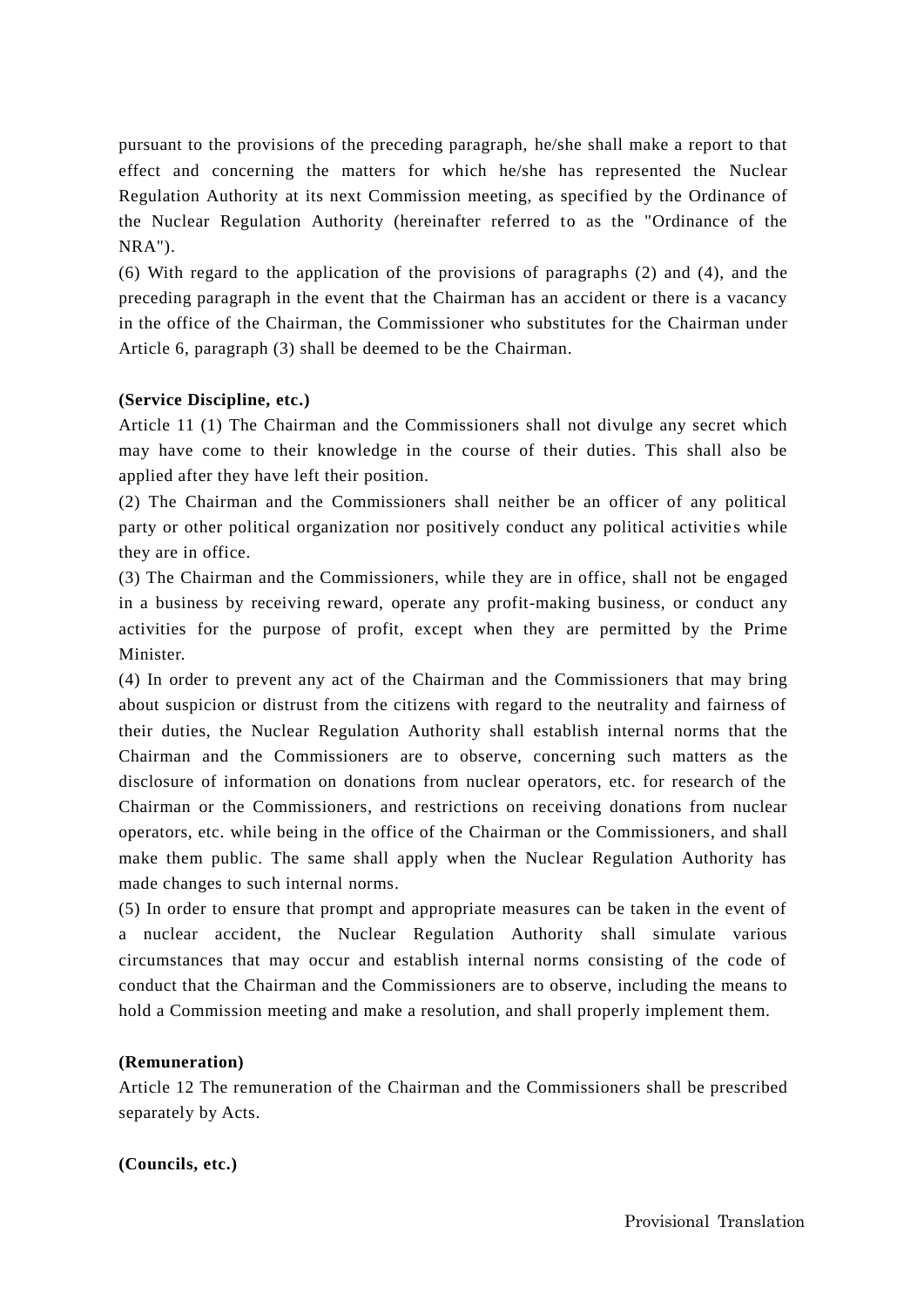pursuant to the provisions of the preceding paragraph, he/she shall make a report to that effect and concerning the matters for which he/she has represented the Nuclear Regulation Authority at its next Commission meeting, as specified by the Ordinance of the Nuclear Regulation Authority (hereinafter referred to as the "Ordinance of the NRA").

(6) With regard to the application of the provisions of paragraphs (2) and (4), and the preceding paragraph in the event that the Chairman has an accident or there is a vacancy in the office of the Chairman, the Commissioner who substitutes for the Chairman under Article 6, paragraph (3) shall be deemed to be the Chairman.

**(Service Discipline, etc.)**

Article 11 (1) The Chairman and the Commissioners shall not divulge any secret which may have come to their knowledge in the course of their duties. This shall also be applied after they have left their position.

(2) The Chairman and the Commissioners shall neither be an officer of any political party or other political organization nor positively conduct any political activities while they are in office.

(3) The Chairman and the Commissioners, while they are in office, shall not be engaged in a business by receiving reward, operate any profit-making business, or conduct any activities for the purpose of profit, except when they are permitted by the Prime Minister.

(4) In order to prevent any act of the Chairman and the Commissioners that may bring about suspicion or distrust from the citizens with regard to the neutrality and fairness of their duties, the Nuclear Regulation Authority shall establish internal norms that the Chairman and the Commissioners are to observe, concerning such matters as the disclosure of information on donations from nuclear operators, etc. for research of the Chairman or the Commissioners, and restrictions on receiving donations from nuclear operators, etc. while being in the office of the Chairman or the Commissioners, and shall make them public. The same shall apply when the Nuclear Regulation Authority has made changes to such internal norms.

(5) In order to ensure that prompt and appropriate measures can be taken in the event of a nuclear accident, the Nuclear Regulation Authority shall simulate various circumstances that may occur and establish internal norms consisting of the code of conduct that the Chairman and the Commissioners are to observe, including the means to hold a Commission meeting and make a resolution, and shall properly implement them.

**(Remuneration)**

Article 12 The remuneration of the Chairman and the Commissioners shall be prescribed separately by Acts.

**(Councils, etc.)**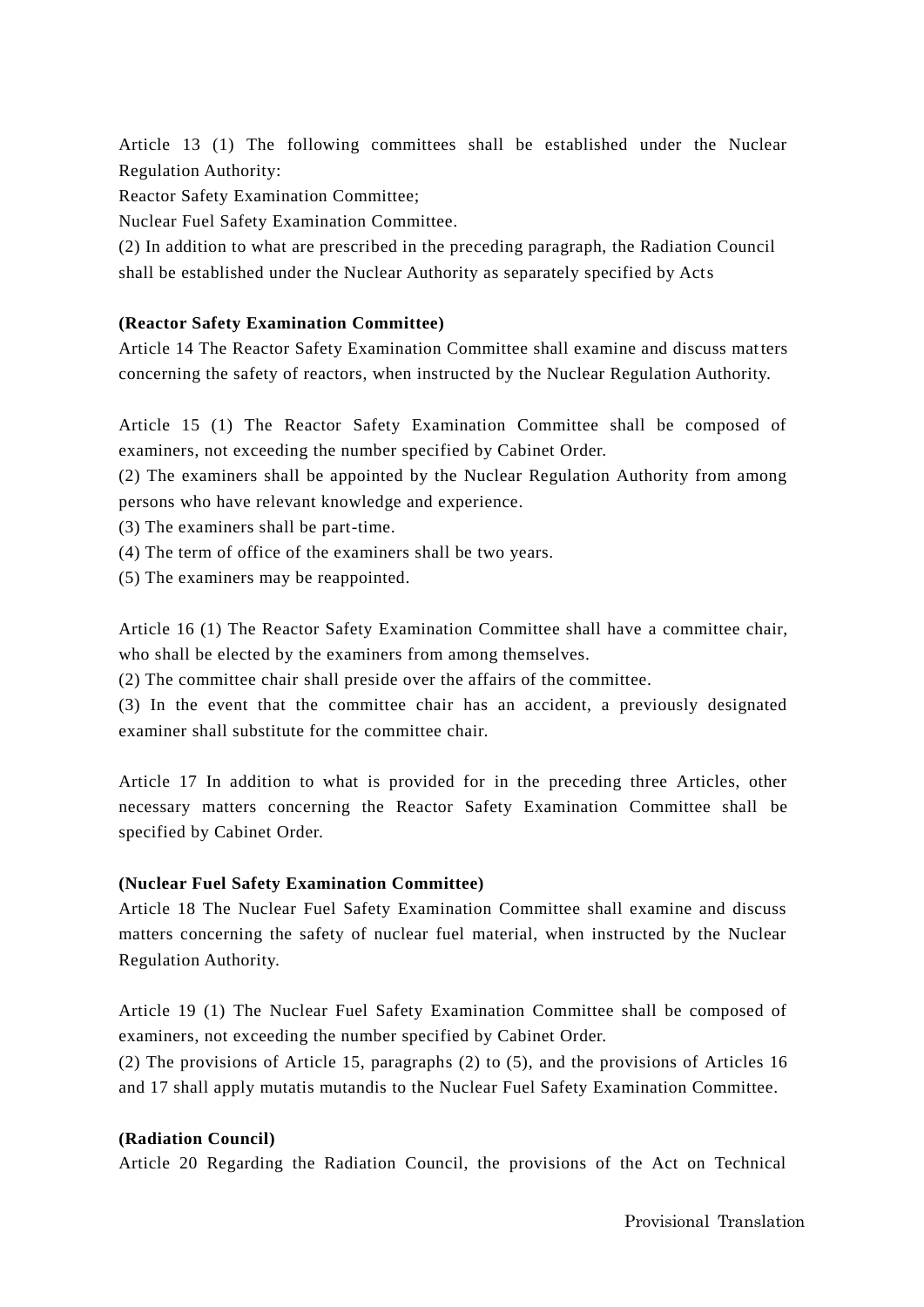Article 13 (1) The following committees shall be established under the Nuclear Regulation Authority:

Reactor Safety Examination Committee;

Nuclear Fuel Safety Examination Committee.

(2) In addition to what are prescribed in the preceding paragraph, the Radiation Council shall be established under the Nuclear Authority as separately specified by Acts

**(Reactor Safety Examination Committee)**

Article 14 The Reactor Safety Examination Committee shall examine and discuss matters concerning the safety of reactors, when instructed by the Nuclear Regulation Authority.

Article 15 (1) The Reactor Safety Examination Committee shall be composed of examiners, not exceeding the number specified by Cabinet Order.

(2) The examiners shall be appointed by the Nuclear Regulation Authority from among persons who have relevant knowledge and experience.

(3) The examiners shall be part-time.

(4) The term of office of the examiners shall be two years.

(5) The examiners may be reappointed.

Article 16 (1) The Reactor Safety Examination Committee shall have a committee chair, who shall be elected by the examiners from among themselves.

(2) The committee chair shall preside over the affairs of the committee.

(3) In the event that the committee chair has an accident, a previously designated examiner shall substitute for the committee chair.

Article 17 In addition to what is provided for in the preceding three Articles, other necessary matters concerning the Reactor Safety Examination Committee shall be specified by Cabinet Order.

**(Nuclear Fuel Safety Examination Committee)**

Article 18 The Nuclear Fuel Safety Examination Committee shall examine and discuss matters concerning the safety of nuclear fuel material, when instructed by the Nuclear Regulation Authority.

Article 19 (1) The Nuclear Fuel Safety Examination Committee shall be composed of examiners, not exceeding the number specified by Cabinet Order.

(2) The provisions of Article 15, paragraphs (2) to (5), and the provisions of Articles 16 and 17 shall apply mutatis mutandis to the Nuclear Fuel Safety Examination Committee.

**(Radiation Council)**

Article 20 Regarding the Radiation Council, the provisions of the Act on Technical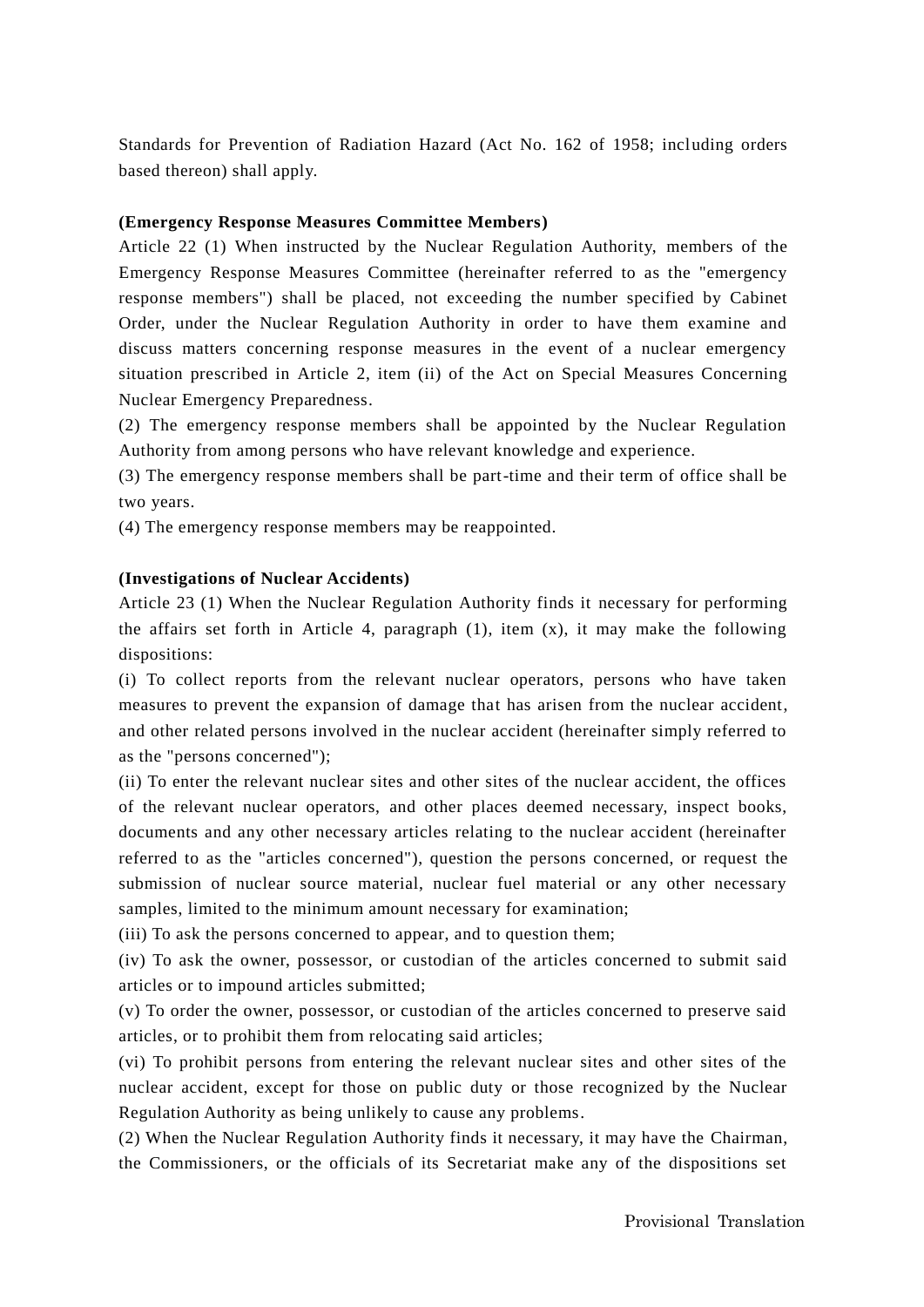Standards for Prevention of Radiation Hazard (Act No. 162 of 1958; including orders based thereon) shall apply.

**(Emergency Response Measures Committee Members)**

Article 22 (1) When instructed by the Nuclear Regulation Authority, members of the Emergency Response Measures Committee (hereinafter referred to as the "emergency response members") shall be placed, not exceeding the number specified by Cabinet Order, under the Nuclear Regulation Authority in order to have them examine and discuss matters concerning response measures in the event of a nuclear emergency situation prescribed in Article 2, item (ii) of the Act on Special Measures Concerning Nuclear Emergency Preparedness.

(2) The emergency response members shall be appointed by the Nuclear Regulation Authority from among persons who have relevant knowledge and experience.

(3) The emergency response members shall be part-time and their term of office shall be two years.

(4) The emergency response members may be reappointed.

**(Investigations of Nuclear Accidents)**

Article 23 (1) When the Nuclear Regulation Authority finds it necessary for performing the affairs set forth in Article 4, paragraph (1), item (x), it may make the following dispositions:

(i) To collect reports from the relevant nuclear operators, persons who have taken measures to prevent the expansion of damage that has arisen from the nuclear accident, and other related persons involved in the nuclear accident (hereinafter simply referred to as the "persons concerned");

(ii) To enter the relevant nuclear sites and other sites of the nuclear accident, the offices of the relevant nuclear operators, and other places deemed necessary, inspect books, documents and any other necessary articles relating to the nuclear accident (hereinafter referred to as the "articles concerned"), question the persons concerned, or request the submission of nuclear source material, nuclear fuel material or any other necessary samples, limited to the minimum amount necessary for examination;

(iii) To ask the persons concerned to appear, and to question them;

(iv) To ask the owner, possessor, or custodian of the articles concerned to submit said articles or to impound articles submitted;

(v) To order the owner, possessor, or custodian of the articles concerned to preserve said articles, or to prohibit them from relocating said articles;

(vi) To prohibit persons from entering the relevant nuclear sites and other sites of the nuclear accident, except for those on public duty or those recognized by the Nuclear Regulation Authority as being unlikely to cause any problems.

(2) When the Nuclear Regulation Authority finds it necessary, it may have the Chairman, the Commissioners, or the officials of its Secretariat make any of the dispositions set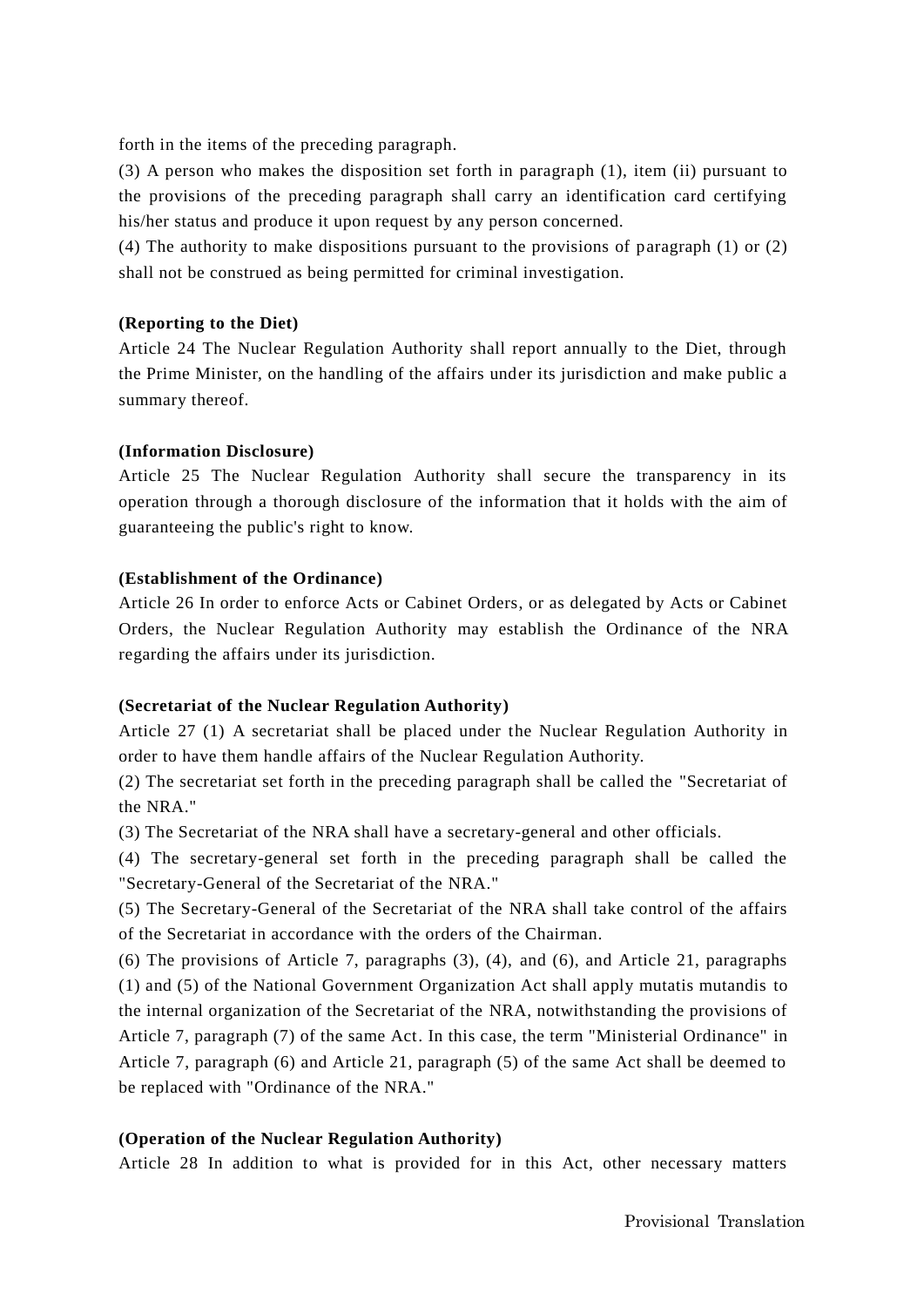forth in the items of the preceding paragraph.

(3) A person who makes the disposition set forth in paragraph (1), item (ii) pursuant to the provisions of the preceding paragraph shall carry an identification card certifying his/her status and produce it upon request by any person concerned.

(4) The authority to make dispositions pursuant to the provisions of paragraph (1) or (2) shall not be construed as being permitted for criminal investigation.

**(Reporting to the Diet)**

Article 24 The Nuclear Regulation Authority shall report annually to the Diet, through the Prime Minister, on the handling of the affairs under its jurisdiction and make public a summary thereof.

**(Information Disclosure)**

Article 25 The Nuclear Regulation Authority shall secure the transparency in its operation through a thorough disclosure of the information that it holds with the aim of guaranteeing the public's right to know.

**(Establishment of the Ordinance)**

Article 26 In order to enforce Acts or Cabinet Orders, or as delegated by Acts or Cabinet Orders, the Nuclear Regulation Authority may establish the Ordinance of the NRA regarding the affairs under its jurisdiction.

**(Secretariat of the Nuclear Regulation Authority)**

Article 27 (1) A secretariat shall be placed under the Nuclear Regulation Authority in order to have them handle affairs of the Nuclear Regulation Authority.

(2) The secretariat set forth in the preceding paragraph shall be called the "Secretariat of the NRA."

(3) The Secretariat of the NRA shall have a secretary-general and other officials.

(4) The secretary-general set forth in the preceding paragraph shall be called the "Secretary-General of the Secretariat of the NRA."

(5) The Secretary-General of the Secretariat of the NRA shall take control of the affairs of the Secretariat in accordance with the orders of the Chairman.

(6) The provisions of Article 7, paragraphs (3), (4), and (6), and Article 21, paragraphs (1) and (5) of the National Government Organization Act shall apply mutatis mutandis to the internal organization of the Secretariat of the NRA, notwithstanding the provisions of Article 7, paragraph (7) of the same Act. In this case, the term "Ministerial Ordinance" in Article 7, paragraph (6) and Article 21, paragraph (5) of the same Act shall be deemed to be replaced with "Ordinance of the NRA."

**(Operation of the Nuclear Regulation Authority)**

Article 28 In addition to what is provided for in this Act, other necessary matters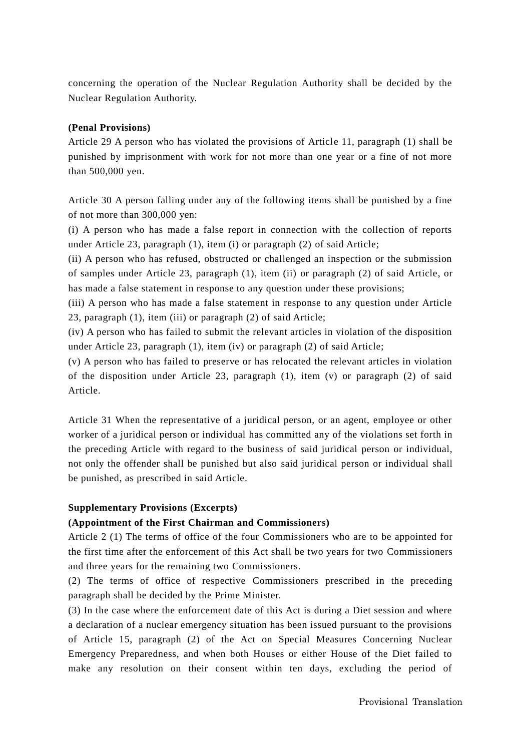concerning the operation of the Nuclear Regulation Authority shall be decided by the Nuclear Regulation Authority.

**(Penal Provisions)**

Article 29 A person who has violated the provisions of Article 11, paragraph (1) shall be punished by imprisonment with work for not more than one year or a fine of not more than 500,000 yen.

Article 30 A person falling under any of the following items shall be punished by a fine of not more than 300,000 yen:

(i) A person who has made a false report in connection with the collection of reports under Article 23, paragraph (1), item (i) or paragraph (2) of said Article;

(ii) A person who has refused, obstructed or challenged an inspection or the submission of samples under Article 23, paragraph (1), item (ii) or paragraph (2) of said Article, or has made a false statement in response to any question under these provisions;

(iii) A person who has made a false statement in response to any question under Article 23, paragraph (1), item (iii) or paragraph (2) of said Article;

(iv) A person who has failed to submit the relevant articles in violation of the disposition under Article 23, paragraph (1), item (iv) or paragraph (2) of said Article;

(v) A person who has failed to preserve or has relocated the relevant articles in violation of the disposition under Article 23, paragraph (1), item (v) or paragraph (2) of said Article.

Article 31 When the representative of a juridical person, or an agent, employee or other worker of a juridical person or individual has committed any of the violations set forth in the preceding Article with regard to the business of said juridical person or individual, not only the offender shall be punished but also said juridical person or individual shall be punished, as prescribed in said Article.

**Supplementary Provisions (Excerpts)**

**(Appointment of the First Chairman and Commissioners)**

Article 2 (1) The terms of office of the four Commissioners who are to be appointed for the first time after the enforcement of this Act shall be two years for two Commissioners and three years for the remaining two Commissioners.

(2) The terms of office of respective Commissioners prescribed in the preceding paragraph shall be decided by the Prime Minister.

(3) In the case where the enforcement date of this Act is during a Diet session and where a declaration of a nuclear emergency situation has been issued pursuant to the provisions of Article 15, paragraph (2) of the Act on Special Measures Concerning Nuclear Emergency Preparedness, and when both Houses or either House of the Diet failed to make any resolution on their consent within ten days, excluding the period of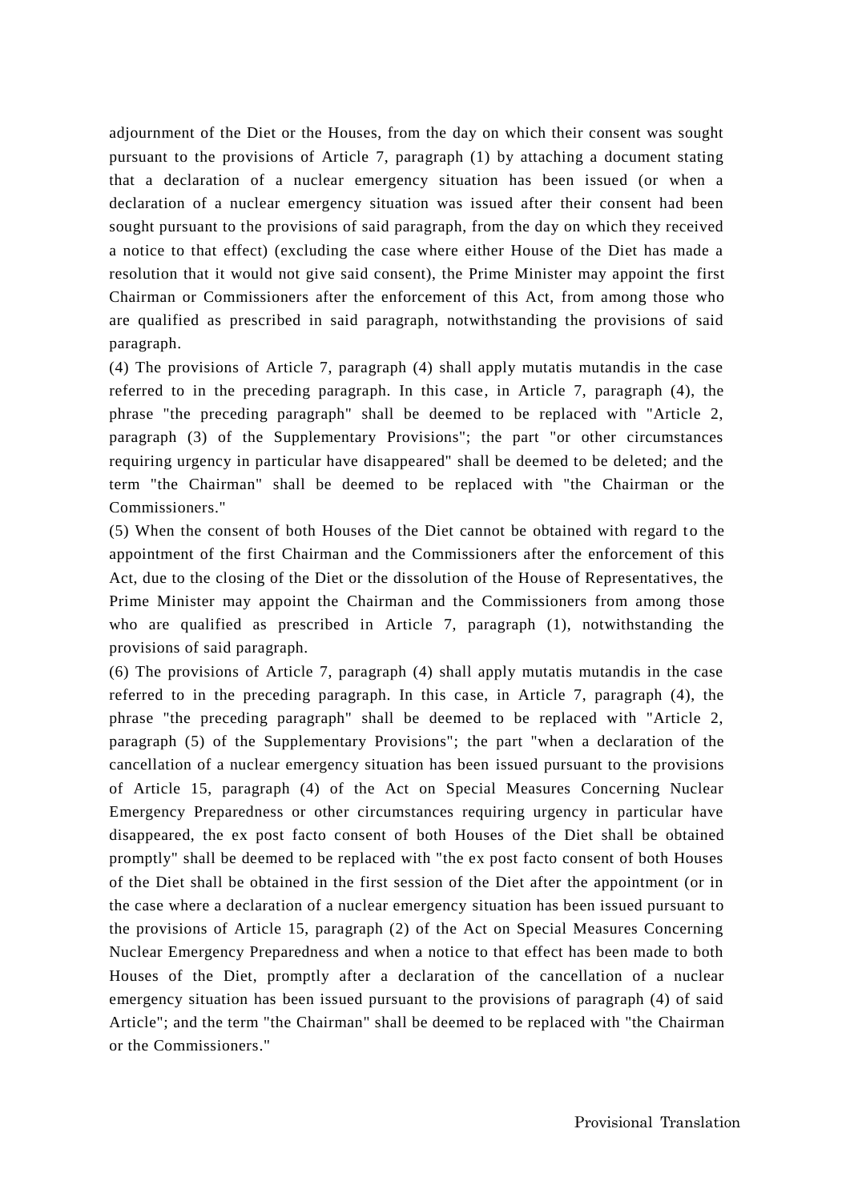adjournment of the Diet or the Houses, from the day on which their consent was sought pursuant to the provisions of Article 7, paragraph (1) by attaching a document stating that a declaration of a nuclear emergency situation has been issued (or when a declaration of a nuclear emergency situation was issued after their consent had been sought pursuant to the provisions of said paragraph, from the day on which they received a notice to that effect) (excluding the case where either House of the Diet has made a resolution that it would not give said consent), the Prime Minister may appoint the first Chairman or Commissioners after the enforcement of this Act, from among those who are qualified as prescribed in said paragraph, notwithstanding the provisions of said paragraph.

(4) The provisions of Article 7, paragraph (4) shall apply mutatis mutandis in the case referred to in the preceding paragraph. In this case, in Article 7, paragraph (4), the phrase "the preceding paragraph" shall be deemed to be replaced with "Article 2, paragraph (3) of the Supplementary Provisions"; the part "or other circumstances requiring urgency in particular have disappeared" shall be deemed to be deleted; and the term "the Chairman" shall be deemed to be replaced with "the Chairman or the Commissioners."

(5) When the consent of both Houses of the Diet cannot be obtained with regard to the appointment of the first Chairman and the Commissioners after the enforcement of this Act, due to the closing of the Diet or the dissolution of the House of Representatives, the Prime Minister may appoint the Chairman and the Commissioners from among those who are qualified as prescribed in Article 7, paragraph (1), notwithstanding the provisions of said paragraph.

(6) The provisions of Article 7, paragraph (4) shall apply mutatis mutandis in the case referred to in the preceding paragraph. In this case, in Article 7, paragraph (4), the phrase "the preceding paragraph" shall be deemed to be replaced with "Article 2, paragraph (5) of the Supplementary Provisions"; the part "when a declaration of the cancellation of a nuclear emergency situation has been issued pursuant to the provisions of Article 15, paragraph (4) of the Act on Special Measures Concerning Nuclear Emergency Preparedness or other circumstances requiring urgency in particular have disappeared, the ex post facto consent of both Houses of the Diet shall be obtained promptly" shall be deemed to be replaced with "the ex post facto consent of both Houses of the Diet shall be obtained in the first session of the Diet after the appointment (or in the case where a declaration of a nuclear emergency situation has been issued pursuant to the provisions of Article 15, paragraph (2) of the Act on Special Measures Concerning Nuclear Emergency Preparedness and when a notice to that effect has been made to both Houses of the Diet, promptly after a declaration of the cancellation of a nuclear emergency situation has been issued pursuant to the provisions of paragraph (4) of said Article"; and the term "the Chairman" shall be deemed to be replaced with "the Chairman or the Commissioners."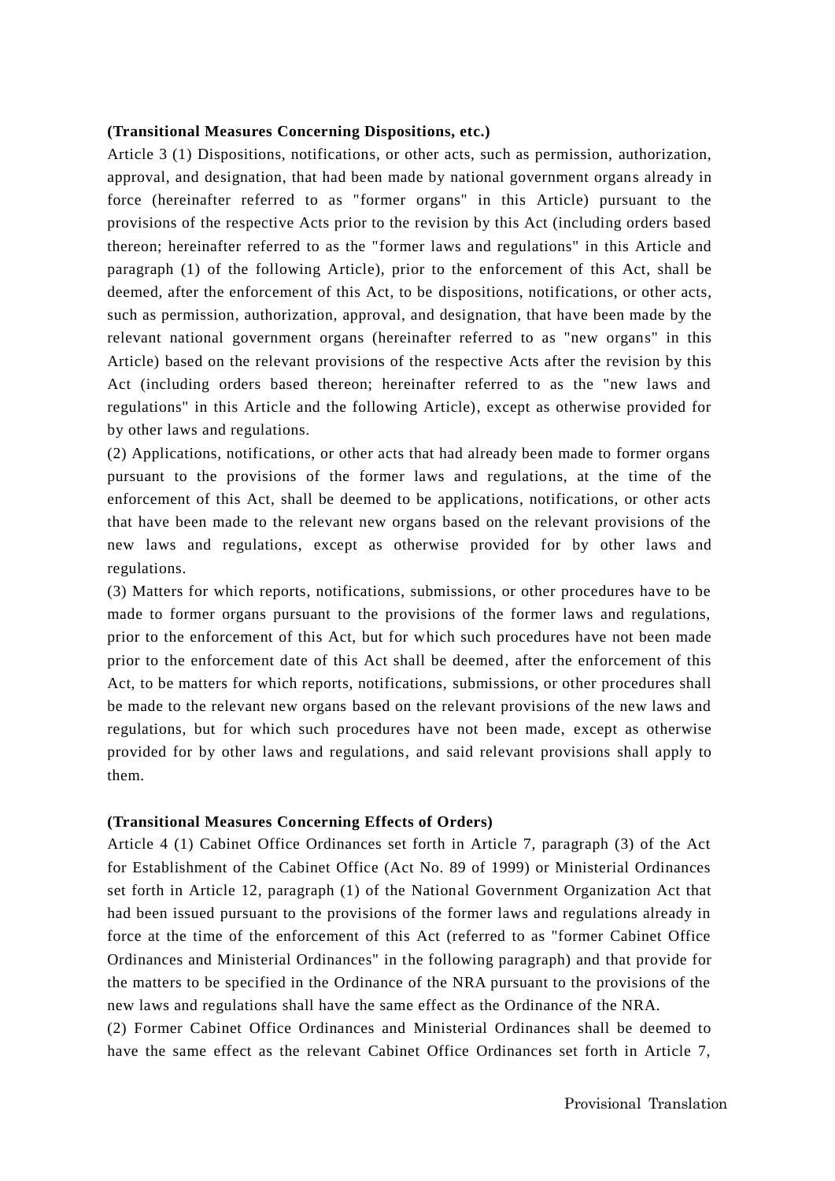**(Transitional Measures Concerning Dispositions, etc.)**

Article 3 (1) Dispositions, notifications, or other acts, such as permission, authorization, approval, and designation, that had been made by national government organs already in force (hereinafter referred to as "former organs" in this Article) pursuant to the provisions of the respective Acts prior to the revision by this Act (including orders based thereon; hereinafter referred to as the "former laws and regulations" in this Article and paragraph (1) of the following Article), prior to the enforcement of this Act, shall be deemed, after the enforcement of this Act, to be dispositions, notifications, or other acts, such as permission, authorization, approval, and designation, that have been made by the relevant national government organs (hereinafter referred to as "new organs" in this Article) based on the relevant provisions of the respective Acts after the revision by this Act (including orders based thereon; hereinafter referred to as the "new laws and regulations" in this Article and the following Article), except as otherwise provided for by other laws and regulations.

(2) Applications, notifications, or other acts that had already been made to former organs pursuant to the provisions of the former laws and regulations, at the time of the enforcement of this Act, shall be deemed to be applications, notifications, or other acts that have been made to the relevant new organs based on the relevant provisions of the new laws and regulations, except as otherwise provided for by other laws and regulations.

(3) Matters for which reports, notifications, submissions, or other procedures have to be made to former organs pursuant to the provisions of the former laws and regulations, prior to the enforcement of this Act, but for which such procedures have not been made prior to the enforcement date of this Act shall be deemed, after the enforcement of this Act, to be matters for which reports, notifications, submissions, or other procedures shall be made to the relevant new organs based on the relevant provisions of the new laws and regulations, but for which such procedures have not been made, except as otherwise provided for by other laws and regulations, and said relevant provisions shall apply to them.

**(Transitional Measures Concerning Effects of Orders)**

Article 4 (1) Cabinet Office Ordinances set forth in Article 7, paragraph (3) of the Act for Establishment of the Cabinet Office (Act No. 89 of 1999) or Ministerial Ordinances set forth in Article 12, paragraph (1) of the National Government Organization Act that had been issued pursuant to the provisions of the former laws and regulations already in force at the time of the enforcement of this Act (referred to as "former Cabinet Office Ordinances and Ministerial Ordinances" in the following paragraph) and that provide for the matters to be specified in the Ordinance of the NRA pursuant to the provisions of the new laws and regulations shall have the same effect as the Ordinance of the NRA.

(2) Former Cabinet Office Ordinances and Ministerial Ordinances shall be deemed to have the same effect as the relevant Cabinet Office Ordinances set forth in Article 7,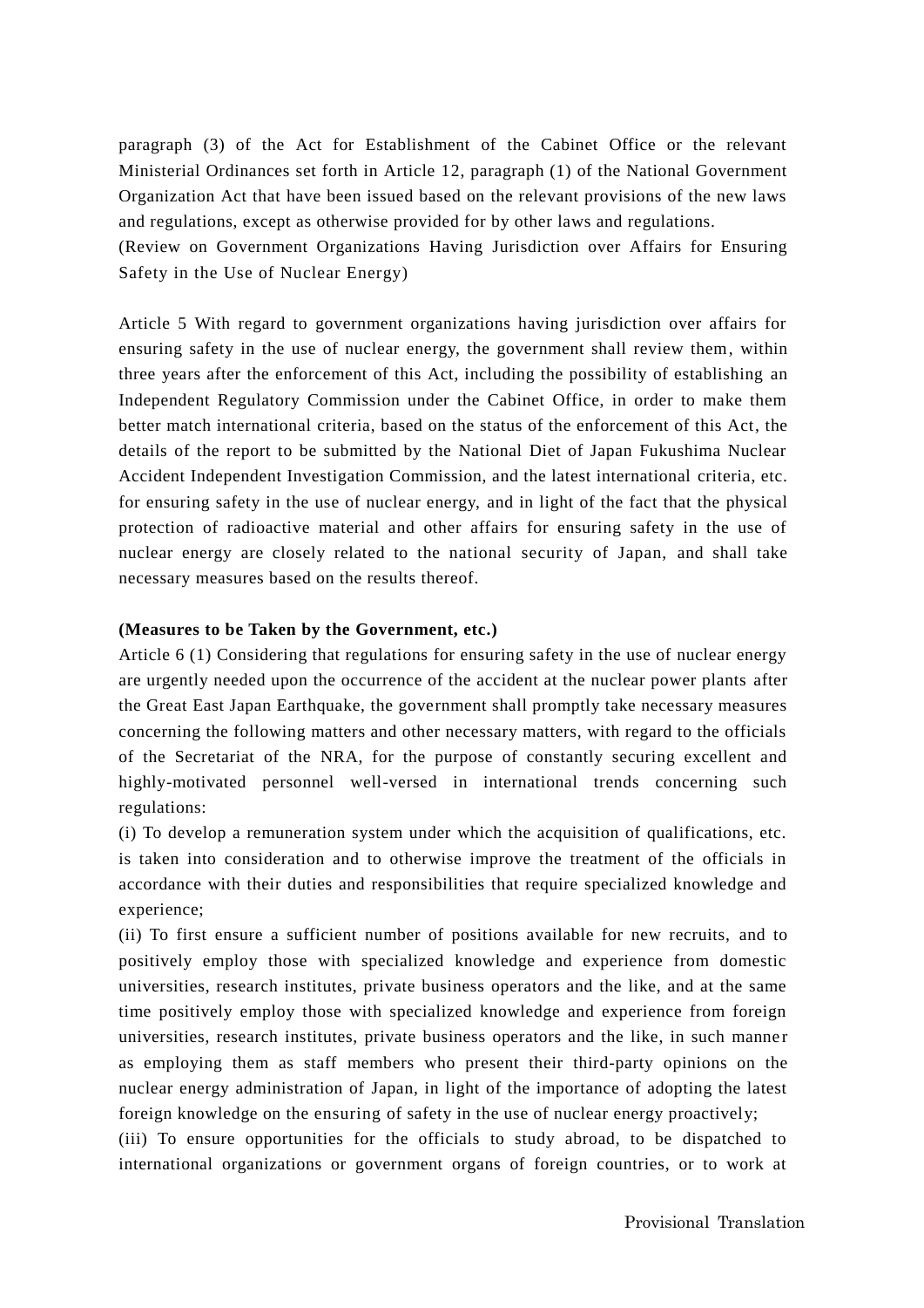paragraph (3) of the Act for Establishment of the Cabinet Office or the relevant Ministerial Ordinances set forth in Article 12, paragraph (1) of the National Government Organization Act that have been issued based on the relevant provisions of the new laws and regulations, except as otherwise provided for by other laws and regulations.

(Review on Government Organizations Having Jurisdiction over Affairs for Ensuring Safety in the Use of Nuclear Energy)

Article 5 With regard to government organizations having jurisdiction over affairs for ensuring safety in the use of nuclear energy, the government shall review them, within three years after the enforcement of this Act, including the possibility of establishing an Independent Regulatory Commission under the Cabinet Office, in order to make them better match international criteria, based on the status of the enforcement of this Act, the details of the report to be submitted by the National Diet of Japan Fukushima Nuclear Accident Independent Investigation Commission, and the latest international criteria, etc. for ensuring safety in the use of nuclear energy, and in light of the fact that the physical protection of radioactive material and other affairs for ensuring safety in the use of nuclear energy are closely related to the national security of Japan, and shall take necessary measures based on the results thereof.

**(Measures to be Taken by the Government, etc.)**

Article 6 (1) Considering that regulations for ensuring safety in the use of nuclear energy are urgently needed upon the occurrence of the accident at the nuclear power plants after the Great East Japan Earthquake, the government shall promptly take necessary measures concerning the following matters and other necessary matters, with regard to the officials of the Secretariat of the NRA, for the purpose of constantly securing excellent and highly-motivated personnel well-versed in international trends concerning such regulations:

(i) To develop a remuneration system under which the acquisition of qualifications, etc. is taken into consideration and to otherwise improve the treatment of the officials in accordance with their duties and responsibilities that require specialized knowledge and experience;

(ii) To first ensure a sufficient number of positions available for new recruits, and to positively employ those with specialized knowledge and experience from domestic universities, research institutes, private business operators and the like, and at the same time positively employ those with specialized knowledge and experience from foreign universities, research institutes, private business operators and the like, in such manner as employing them as staff members who present their third-party opinions on the nuclear energy administration of Japan, in light of the importance of adopting the latest foreign knowledge on the ensuring of safety in the use of nuclear energy proactively;

(iii) To ensure opportunities for the officials to study abroad, to be dispatched to international organizations or government organs of foreign countries, or to work at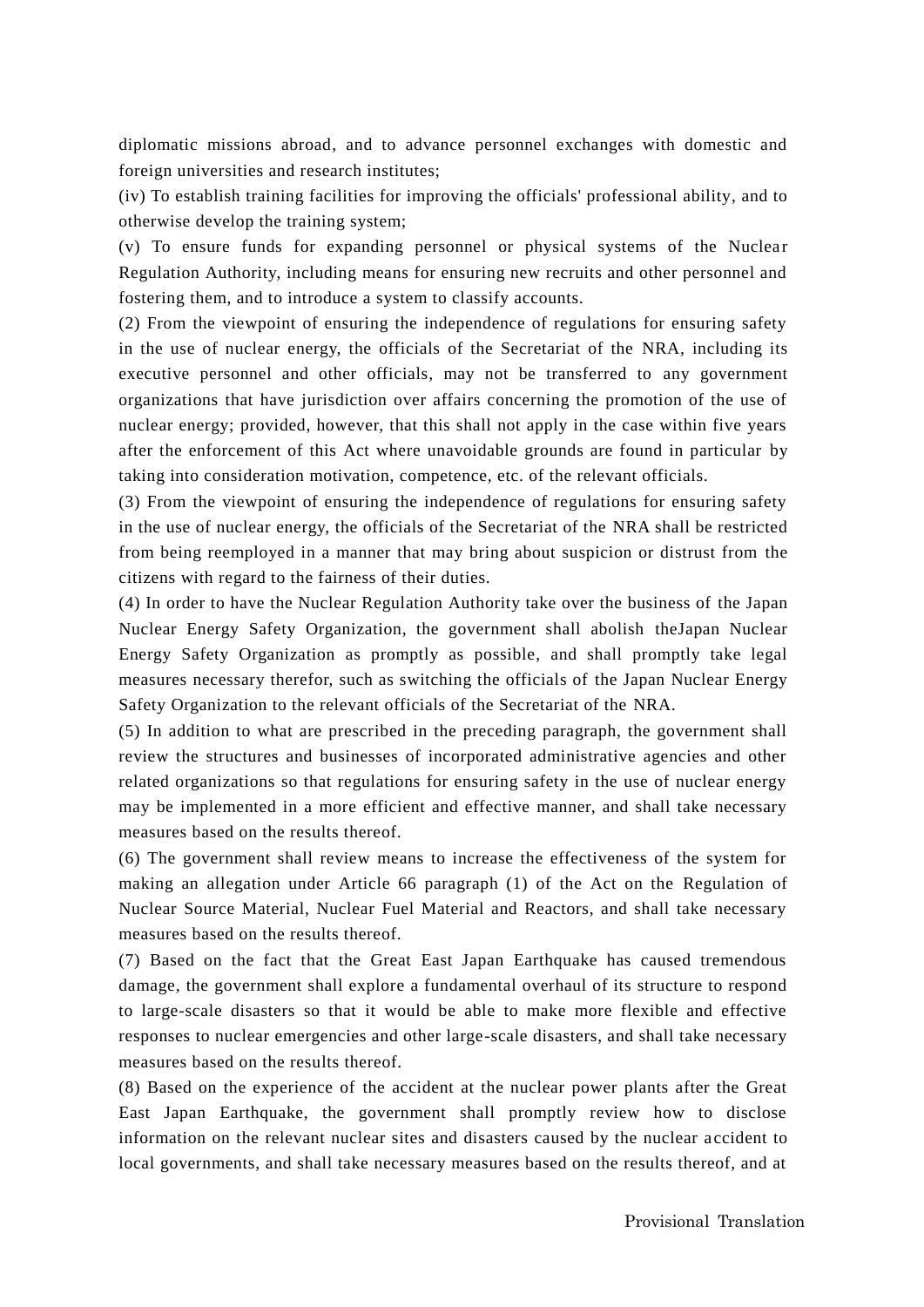diplomatic missions abroad, and to advance personnel exchanges with domestic and foreign universities and research institutes;

(iv) To establish training facilities for improving the officials' professional ability, and to otherwise develop the training system;

(v) To ensure funds for expanding personnel or physical systems of the Nuclear Regulation Authority, including means for ensuring new recruits and other personnel and fostering them, and to introduce a system to classify accounts.

(2) From the viewpoint of ensuring the independence of regulations for ensuring safety in the use of nuclear energy, the officials of the Secretariat of the NRA, including its executive personnel and other officials, may not be transferred to any government organizations that have jurisdiction over affairs concerning the promotion of the use of nuclear energy; provided, however, that this shall not apply in the case within five years after the enforcement of this Act where unavoidable grounds are found in particular by taking into consideration motivation, competence, etc. of the relevant officials.

(3) From the viewpoint of ensuring the independence of regulations for ensuring safety in the use of nuclear energy, the officials of the Secretariat of the NRA shall be restricted from being reemployed in a manner that may bring about suspicion or distrust from the citizens with regard to the fairness of their duties.

(4) In order to have the Nuclear Regulation Authority take over the business of the Japan Nuclear Energy Safety Organization, the government shall abolish theJapan Nuclear Energy Safety Organization as promptly as possible, and shall promptly take legal measures necessary therefor, such as switching the officials of the Japan Nuclear Energy Safety Organization to the relevant officials of the Secretariat of the NRA.

(5) In addition to what are prescribed in the preceding paragraph, the government shall review the structures and businesses of incorporated administrative agencies and other related organizations so that regulations for ensuring safety in the use of nuclear energy may be implemented in a more efficient and effective manner, and shall take necessary measures based on the results thereof.

(6) The government shall review means to increase the effectiveness of the system for making an allegation under Article 66 paragraph (1) of the Act on the Regulation of Nuclear Source Material, Nuclear Fuel Material and Reactors, and shall take necessary measures based on the results thereof.

(7) Based on the fact that the Great East Japan Earthquake has caused tremendous damage, the government shall explore a fundamental overhaul of its structure to respond to large-scale disasters so that it would be able to make more flexible and effective responses to nuclear emergencies and other large-scale disasters, and shall take necessary measures based on the results thereof.

(8) Based on the experience of the accident at the nuclear power plants after the Great East Japan Earthquake, the government shall promptly review how to disclose information on the relevant nuclear sites and disasters caused by the nuclear accident to local governments, and shall take necessary measures based on the results thereof, and at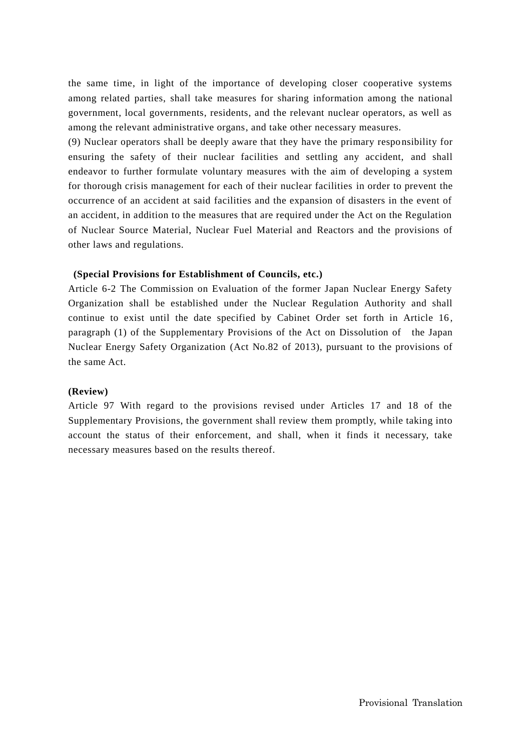the same time, in light of the importance of developing closer cooperative systems among related parties, shall take measures for sharing information among the national government, local governments, residents, and the relevant nuclear operators, as well as among the relevant administrative organs, and take other necessary measures.

(9) Nuclear operators shall be deeply aware that they have the primary responsibility for ensuring the safety of their nuclear facilities and settling any accident, and shall endeavor to further formulate voluntary measures with the aim of developing a system for thorough crisis management for each of their nuclear facilities in order to prevent the occurrence of an accident at said facilities and the expansion of disasters in the event of an accident, in addition to the measures that are required under the Act on the Regulation of Nuclear Source Material, Nuclear Fuel Material and Reactors and the provisions of other laws and regulations.

**(Special Provisions for Establishment of Councils, etc.)**

Article 6-2 The Commission on Evaluation of the former Japan Nuclear Energy Safety Organization shall be established under the Nuclear Regulation Authority and shall continue to exist until the date specified by Cabinet Order set forth in Article 16, paragraph (1) of the Supplementary Provisions of the Act on Dissolution of the Japan Nuclear Energy Safety Organization (Act No.82 of 2013), pursuant to the provisions of the same Act.

**(Review)**

Article 97 With regard to the provisions revised under Articles 17 and 18 of the Supplementary Provisions, the government shall review them promptly, while taking into account the status of their enforcement, and shall, when it finds it necessary, take necessary measures based on the results thereof.